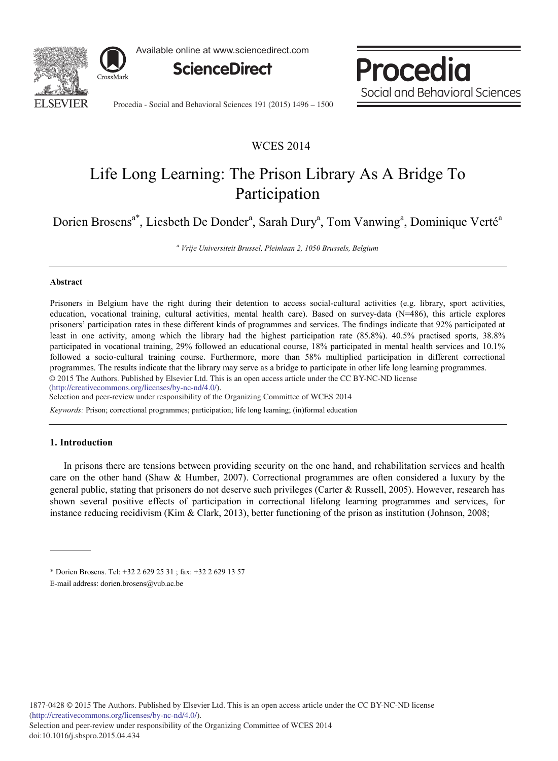WCES 2014

# Life Long Learning: The Prison Library As A Bridge To Participation

Dorien Brosens[a*], Liesbeth De Donder[a], Sarah Dury[a], Tom Vanwing[a], Dominique Verté[a]

[a] *Vrije Universiteit Brussel, Pleinlaan 2, 1050 Brussels, Belgium*

---

### Abstract

Prisoners in Belgium have the right during their detention to access social-cultural activities (e.g. library, sport activities, education, vocational training, cultural activities, mental health care). Based on survey-data (N=486), this article explores prisoners' participation rates in these different kinds of programmes and services. The findings indicate that 92% participated at least in one activity, among which the library had the highest participation rate (85.8%). 40.5% practised sports, 38.8% participated in vocational training, 29% followed an educational course, 18% participated in mental health services and 10.1% followed a socio-cultural training course. Furthermore, more than 58% multiplied participation in different correctional programmes. The results indicate that the library may serve as a bridge to participate in other life long learning programmes.

© 2015 The Authors. Published by Elsevier Ltd. This is an open access article under the CC BY-NC-ND license (http://creativecommons.org/licenses/by-nc-nd/4.0/).

Selection and peer-review under responsibility of the Organizing Committee of WCES 2014

*Keywords:* Prison; correctional programmes; participation; life long learning; (in)formal education

---

## 1. Introduction

In prisons there are tensions between providing security on the one hand, and rehabilitation services and health care on the other hand (Shaw & Humber, 2007). Correctional programmes are often considered a luxury by the general public, stating that prisoners do not deserve such privileges (Carter & Russell, 2005). However, research has shown several positive effects of participation in correctional lifelong learning programmes and services, for instance reducing recidivism (Kim & Clark, 2013), better functioning of the prison as institution (Johnson, 2008;

---

\* Dorien Brosens. Tel: +32 2 629 25 31 ; fax: +32 2 629 13 57

E-mail address: dorien.brosens@vub.ac.be

1877-0428 © 2015 The Authors. Published by Elsevier Ltd. This is an open access article under the CC BY-NC-ND license (http://creativecommons.org/licenses/by-nc-nd/4.0/).

Selection and peer-review under responsibility of the Organizing Committee of WCES 2014

doi:10.1016/j.sbspro.2015.04.434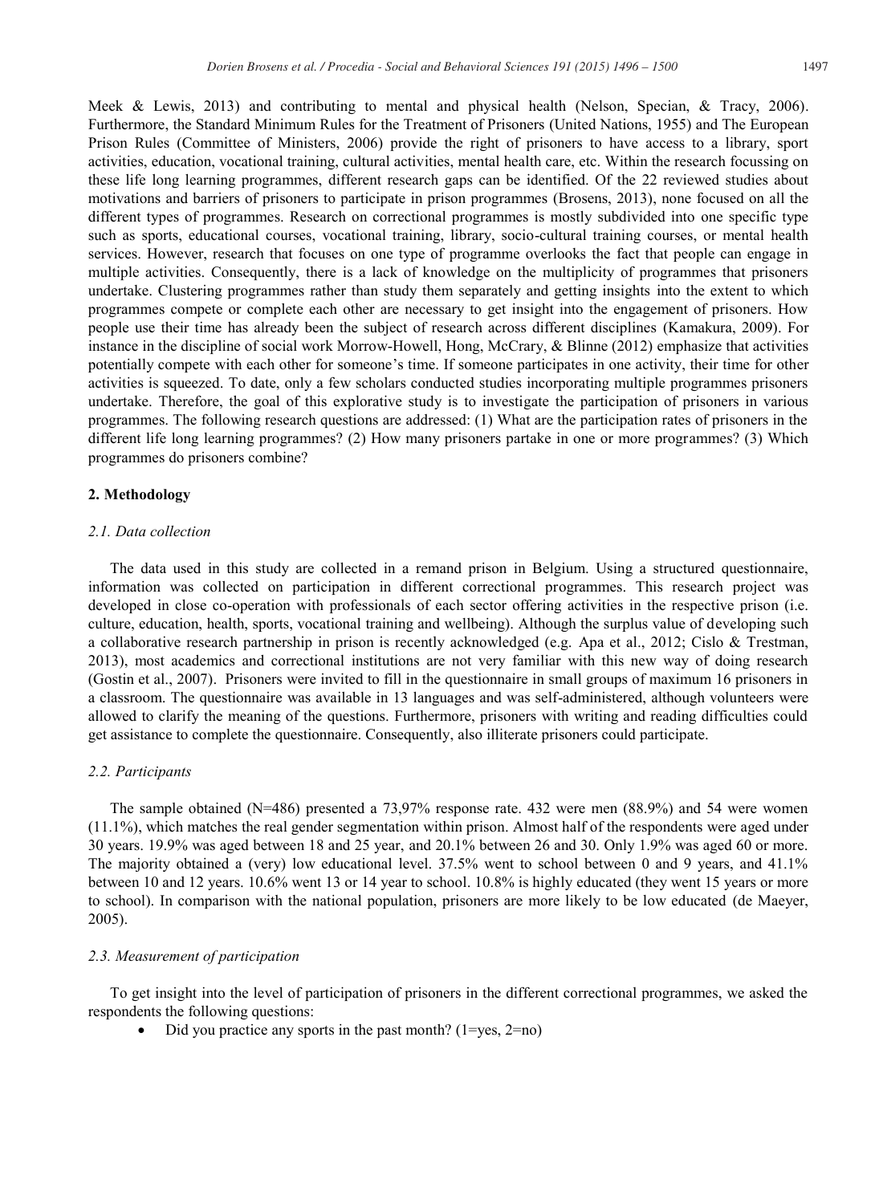Meek & Lewis, 2013) and contributing to mental and physical health (Nelson, Specian, & Tracy, 2006). Furthermore, the Standard Minimum Rules for the Treatment of Prisoners (United Nations, 1955) and The European Prison Rules (Committee of Ministers, 2006) provide the right of prisoners to have access to a library, sport activities, education, vocational training, cultural activities, mental health care, etc. Within the research focussing on these life long learning programmes, different research gaps can be identified. Of the 22 reviewed studies about motivations and barriers of prisoners to participate in prison programmes (Brosens, 2013), none focused on all the different types of programmes. Research on correctional programmes is mostly subdivided into one specific type such as sports, educational courses, vocational training, library, socio-cultural training courses, or mental health services. However, research that focuses on one type of programme overlooks the fact that people can engage in multiple activities. Consequently, there is a lack of knowledge on the multiplicity of programmes that prisoners undertake. Clustering programmes rather than study them separately and getting insights into the extent to which programmes compete or complete each other are necessary to get insight into the engagement of prisoners. How people use their time has already been the subject of research across different disciplines (Kamakura, 2009). For instance in the discipline of social work Morrow-Howell, Hong, McCrary, & Blinne (2012) emphasize that activities potentially compete with each other for someone's time. If someone participates in one activity, their time for other activities is squeezed. To date, only a few scholars conducted studies incorporating multiple programmes prisoners undertake. Therefore, the goal of this explorative study is to investigate the participation of prisoners in various programmes. The following research questions are addressed: (1) What are the participation rates of prisoners in the different life long learning programmes? (2) How many prisoners partake in one or more programmes? (3) Which programmes do prisoners combine?

## 2. Methodology

### *2.1. Data collection*

The data used in this study are collected in a remand prison in Belgium. Using a structured questionnaire, information was collected on participation in different correctional programmes. This research project was developed in close co-operation with professionals of each sector offering activities in the respective prison (i.e. culture, education, health, sports, vocational training and wellbeing). Although the surplus value of developing such a collaborative research partnership in prison is recently acknowledged (e.g. Apa et al., 2012; Cislo & Trestman, 2013), most academics and correctional institutions are not very familiar with this new way of doing research (Gostin et al., 2007). Prisoners were invited to fill in the questionnaire in small groups of maximum 16 prisoners in a classroom. The questionnaire was available in 13 languages and was self-administered, although volunteers were allowed to clarify the meaning of the questions. Furthermore, prisoners with writing and reading difficulties could get assistance to complete the questionnaire. Consequently, also illiterate prisoners could participate.

### *2.2. Participants*

The sample obtained (N=486) presented a 73,97% response rate. 432 were men (88.9%) and 54 were women (11.1%), which matches the real gender segmentation within prison. Almost half of the respondents were aged under 30 years. 19.9% was aged between 18 and 25 year, and 20.1% between 26 and 30. Only 1.9% was aged 60 or more. The majority obtained a (very) low educational level. 37.5% went to school between 0 and 9 years, and 41.1% between 10 and 12 years. 10.6% went 13 or 14 year to school. 10.8% is highly educated (they went 15 years or more to school). In comparison with the national population, prisoners are more likely to be low educated (de Maeyer, 2005).

### *2.3. Measurement of participation*

To get insight into the level of participation of prisoners in the different correctional programmes, we asked the respondents the following questions:

- Did you practice any sports in the past month? (1=yes, 2=no)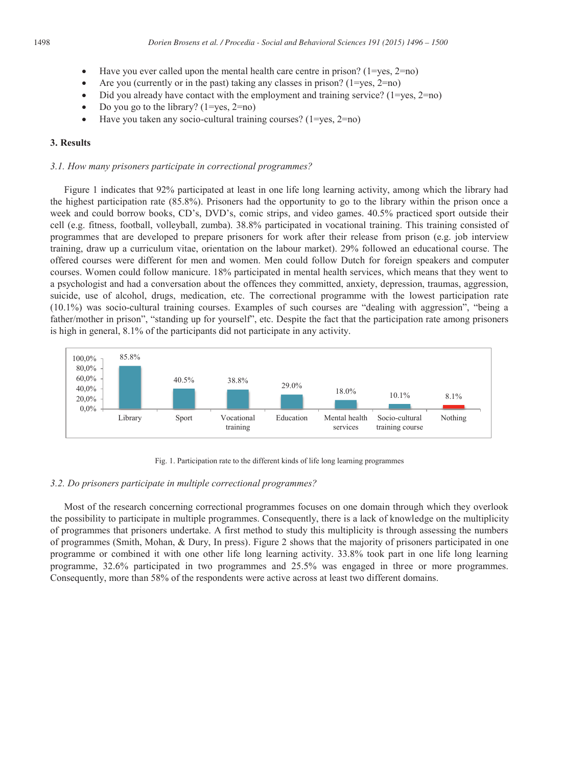- Have you ever called upon the mental health care centre in prison? (1=yes, 2=no)
- Are you (currently or in the past) taking any classes in prison? (1=yes, 2=no)
- Did you already have contact with the employment and training service? (1=yes, 2=no)
- Do you go to the library? (1=yes, 2=no)
- Have you taken any socio-cultural training courses? (1=yes, 2=no)

## 3. Results

### *3.1. How many prisoners participate in correctional programmes?*

Figure 1 indicates that 92% participated at least in one life long learning activity, among which the library had the highest participation rate (85.8%). Prisoners had the opportunity to go to the library within the prison once a week and could borrow books, CD's, DVD's, comic strips, and video games. 40.5% practiced sport outside their cell (e.g. fitness, football, volleyball, zumba). 38.8% participated in vocational training. This training consisted of programmes that are developed to prepare prisoners for work after their release from prison (e.g. job interview training, draw up a curriculum vitae, orientation on the labour market). 29% followed an educational course. The offered courses were different for men and women. Men could follow Dutch for foreign speakers and computer courses. Women could follow manicure. 18% participated in mental health services, which means that they went to a psychologist and had a conversation about the offences they committed, anxiety, depression, traumas, aggression, suicide, use of alcohol, drugs, medication, etc. The correctional programme with the lowest participation rate (10.1%) was socio-cultural training courses. Examples of such courses are "dealing with aggression", "being a father/mother in prison", "standing up for yourself", etc. Despite the fact that the participation rate among prisoners is high in general, 8.1% of the participants did not participate in any activity.

| Library | Sport | Vocational training | Education | Mental health services | Socio-cultural training course | Nothing |
|---|---|---|---|---|---|---|
| 85.8% | 40.5% | 38.8% | 29.0% | 18.0% | 10.1% | 8.1% |

Fig. 1. Participation rate to the different kinds of life long learning programmes

### *3.2. Do prisoners participate in multiple correctional programmes?*

Most of the research concerning correctional programmes focuses on one domain through which they overlook the possibility to participate in multiple programmes. Consequently, there is a lack of knowledge on the multiplicity of programmes that prisoners undertake. A first method to study this multiplicity is through assessing the numbers of programmes (Smith, Mohan, & Dury, In press). Figure 2 shows that the majority of prisoners participated in one programme or combined it with one other life long learning activity. 33.8% took part in one life long learning programme, 32.6% participated in two programmes and 25.5% was engaged in three or more programmes. Consequently, more than 58% of the respondents were active across at least two different domains.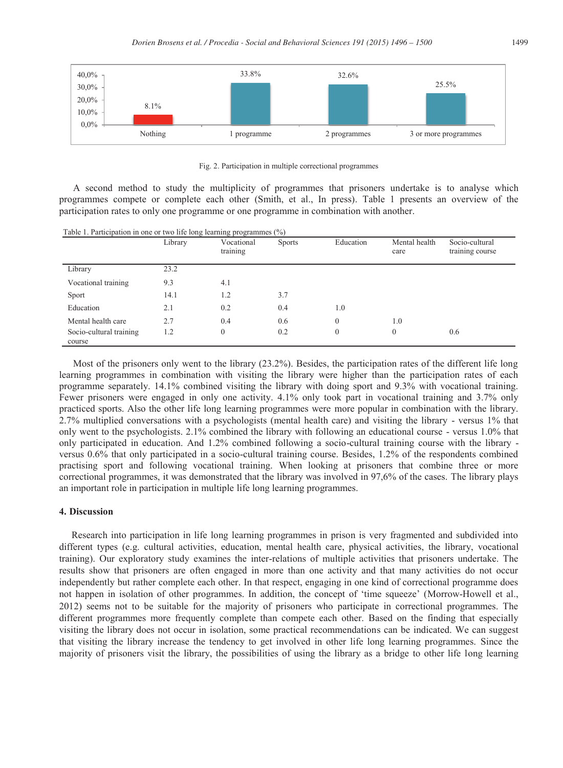Fig. 2. Participation in multiple correctional programmes

A second method to study the multiplicity of programmes that prisoners undertake is to analyse which programmes compete or complete each other (Smith, et al., In press). Table 1 presents an overview of the participation rates to only one programme or one programme in combination with another.

Table 1. Participation in one or two life long learning programmes (%)

| | Library | Vocational training | Sports | Education | Mental health care | Socio-cultural training course |
|---|---|---|---|---|---|---|
| Library | 23.2 | | | | | |
| Vocational training | 9.3 | 4.1 | | | | |
| Sport | 14.1 | 1.2 | 3.7 | | | |
| Education | 2.1 | 0.2 | 0.4 | 1.0 | | |
| Mental health care | 2.7 | 0.4 | 0.6 | 0 | 1.0 | |
| Socio-cultural training course | 1.2 | 0 | 0.2 | 0 | 0 | 0.6 |

Most of the prisoners only went to the library (23.2%). Besides, the participation rates of the different life long learning programmes in combination with visiting the library were higher than the participation rates of each programme separately. 14.1% combined visiting the library with doing sport and 9.3% with vocational training. Fewer prisoners were engaged in only one activity. 4.1% only took part in vocational training and 3.7% only practiced sports. Also the other life long learning programmes were more popular in combination with the library. 2.7% multiplied conversations with a psychologists (mental health care) and visiting the library - versus 1% that only went to the psychologists. 2.1% combined the library with following an educational course - versus 1.0% that only participated in education. And 1.2% combined following a socio-cultural training course with the library - versus 0.6% that only participated in a socio-cultural training course. Besides, 1.2% of the respondents combined practising sport and following vocational training. When looking at prisoners that combine three or more correctional programmes, it was demonstrated that the library was involved in 97,6% of the cases. The library plays an important role in participation in multiple life long learning programmes.

## 4. Discussion

Research into participation in life long learning programmes in prison is very fragmented and subdivided into different types (e.g. cultural activities, education, mental health care, physical activities, the library, vocational training). Our exploratory study examines the inter-relations of multiple activities that prisoners undertake. The results show that prisoners are often engaged in more than one activity and that many activities do not occur independently but rather complete each other. In that respect, engaging in one kind of correctional programme does not happen in isolation of other programmes. In addition, the concept of 'time squeeze' (Morrow-Howell et al., 2012) seems not to be suitable for the majority of prisoners who participate in correctional programmes. The different programmes more frequently complete than compete each other. Based on the finding that especially visiting the library does not occur in isolation, some practical recommendations can be indicated. We can suggest that visiting the library increase the tendency to get involved in other life long learning programmes. Since the majority of prisoners visit the library, the possibilities of using the library as a bridge to other life long learning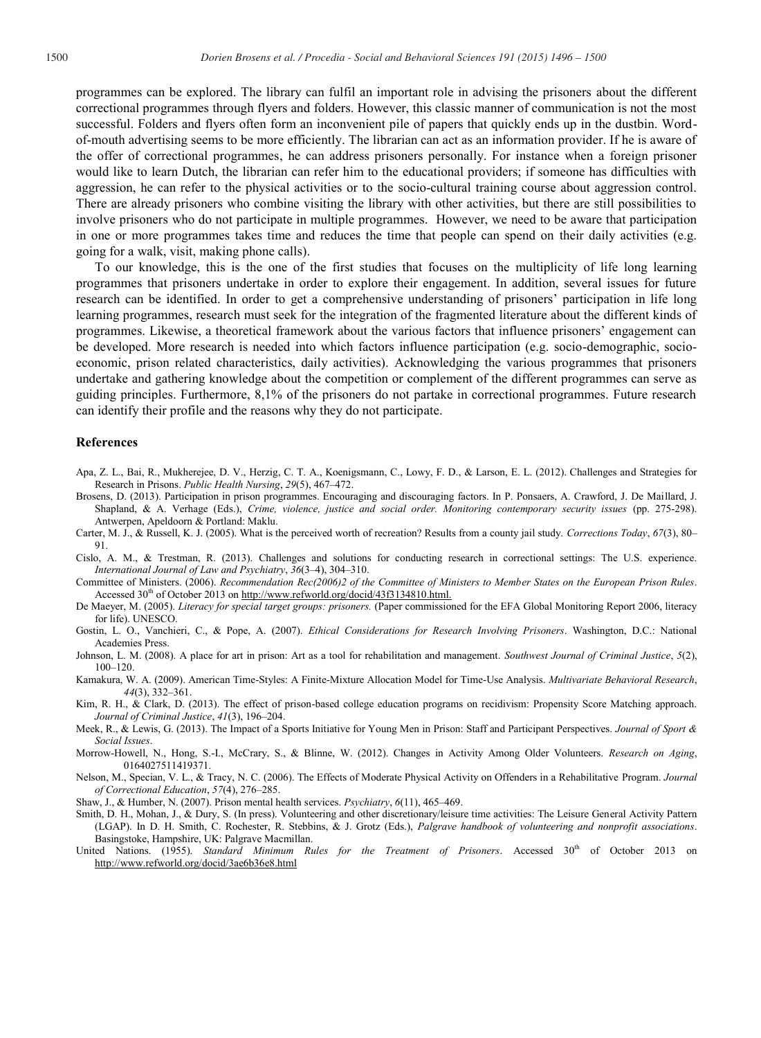programmes can be explored. The library can fulfil an important role in advising the prisoners about the different correctional programmes through flyers and folders. However, this classic manner of communication is not the most successful. Folders and flyers often form an inconvenient pile of papers that quickly ends up in the dustbin. Word-of-mouth advertising seems to be more efficiently. The librarian can act as an information provider. If he is aware of the offer of correctional programmes, he can address prisoners personally. For instance when a foreign prisoner would like to learn Dutch, the librarian can refer him to the educational providers; if someone has difficulties with aggression, he can refer to the physical activities or to the socio-cultural training course about aggression control. There are already prisoners who combine visiting the library with other activities, but there are still possibilities to involve prisoners who do not participate in multiple programmes. However, we need to be aware that participation in one or more programmes takes time and reduces the time that people can spend on their daily activities (e.g. going for a walk, visit, making phone calls).

To our knowledge, this is the one of the first studies that focuses on the multiplicity of life long learning programmes that prisoners undertake in order to explore their engagement. In addition, several issues for future research can be identified. In order to get a comprehensive understanding of prisoners' participation in life long learning programmes, research must seek for the integration of the fragmented literature about the different kinds of programmes. Likewise, a theoretical framework about the various factors that influence prisoners' engagement can be developed. More research is needed into which factors influence participation (e.g. socio-demographic, socio-economic, prison related characteristics, daily activities). Acknowledging the various programmes that prisoners undertake and gathering knowledge about the competition or complement of the different programmes can serve as guiding principles. Furthermore, 8,1% of the prisoners do not partake in correctional programmes. Future research can identify their profile and the reasons why they do not participate.

## References

Apa, Z. L., Bai, R., Mukherejee, D. V., Herzig, C. T. A., Koenigsmann, C., Lowy, F. D., & Larson, E. L. (2012). Challenges and Strategies for Research in Prisons. *Public Health Nursing*, *29*(5), 467–472.

Brosens, D. (2013). Participation in prison programmes. Encouraging and discouraging factors. In P. Ponsaers, A. Crawford, J. De Maillard, J. Shapland, & A. Verhage (Eds.), *Crime, violence, justice and social order. Monitoring contemporary security issues* (pp. 275-298). Antwerpen, Apeldoorn & Portland: Maklu.

Carter, M. J., & Russell, K. J. (2005). What is the perceived worth of recreation? Results from a county jail study. *Corrections Today*, *67*(3), 80–91.

Cislo, A. M., & Trestman, R. (2013). Challenges and solutions for conducting research in correctional settings: The U.S. experience. *International Journal of Law and Psychiatry*, *36*(3–4), 304–310.

Committee of Ministers. (2006). *Recommendation Rec(2006)2 of the Committee of Ministers to Member States on the European Prison Rules*. Accessed 30th of October 2013 on http://www.refworld.org/docid/43f3134810.html.

De Maeyer, M. (2005). *Literacy for special target groups: prisoners.* (Paper commissioned for the EFA Global Monitoring Report 2006, literacy for life). UNESCO.

Gostin, L. O., Vanchieri, C., & Pope, A. (2007). *Ethical Considerations for Research Involving Prisoners*. Washington, D.C.: National Academies Press.

Johnson, L. M. (2008). A place for art in prison: Art as a tool for rehabilitation and management. *Southwest Journal of Criminal Justice*, *5*(2), 100–120.

Kamakura, W. A. (2009). American Time-Styles: A Finite-Mixture Allocation Model for Time-Use Analysis. *Multivariate Behavioral Research*, *44*(3), 332–361.

Kim, R. H., & Clark, D. (2013). The effect of prison-based college education programs on recidivism: Propensity Score Matching approach. *Journal of Criminal Justice*, *41*(3), 196–204.

Meek, R., & Lewis, G. (2013). The Impact of a Sports Initiative for Young Men in Prison: Staff and Participant Perspectives. *Journal of Sport & Social Issues*.

Morrow-Howell, N., Hong, S.-I., McCrary, S., & Blinne, W. (2012). Changes in Activity Among Older Volunteers. *Research on Aging*, 0164027511419371.

Nelson, M., Specian, V. L., & Tracy, N. C. (2006). The Effects of Moderate Physical Activity on Offenders in a Rehabilitative Program. *Journal of Correctional Education*, *57*(4), 276–285.

Shaw, J., & Humber, N. (2007). Prison mental health services. *Psychiatry*, *6*(11), 465–469.

Smith, D. H., Mohan, J., & Dury, S. (In press). Volunteering and other discretionary/leisure time activities: The Leisure General Activity Pattern (LGAP). In D. H. Smith, C. Rochester, R. Stebbins, & J. Grotz (Eds.), *Palgrave handbook of volunteering and nonprofit associations*. Basingstoke, Hampshire, UK: Palgrave Macmillan.

United Nations. (1955). *Standard Minimum Rules for the Treatment of Prisoners*. Accessed 30th of October 2013 on http://www.refworld.org/docid/3ae6b36e8.html